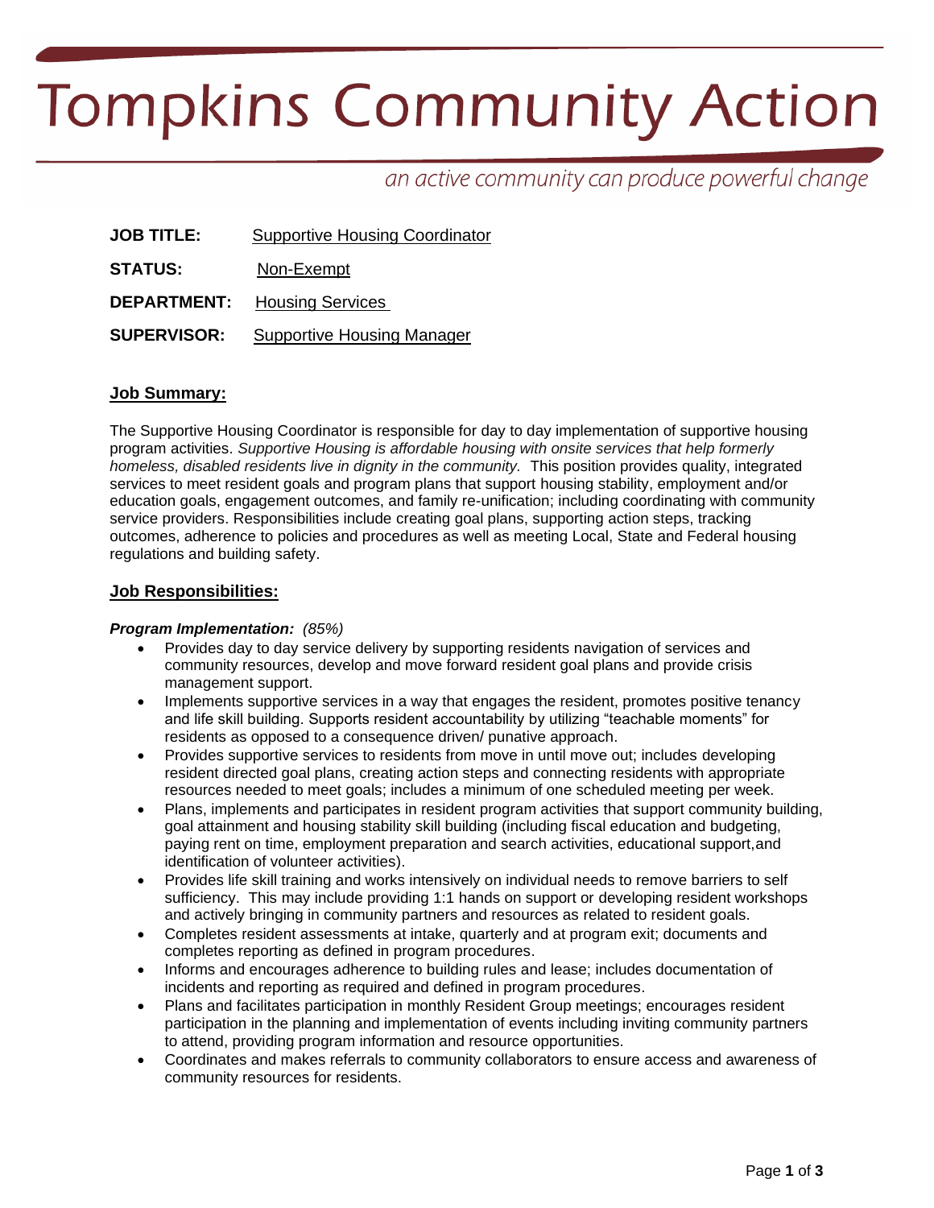# Tompkins Community Action

*an active community can produce powerful change*

**JOB TITLE:** Supportive Housing Coordinator

**STATUS:** Non-Exempt

**DEPARTMENT:** Housing Services

**SUPERVISOR:** Supportive Housing Manager

## Job Summary:

The Supportive Housing Coordinator is responsible for day to day implementation of supportive housing program activities. *Supportive Housing is affordable housing with onsite services that help formerly homeless, disabled residents live in dignity in the community.* This position provides quality, integrated services to meet resident goals and program plans that support housing stability, employment and/or education goals, engagement outcomes, and family re-unification; including coordinating with community service providers. Responsibilities include creating goal plans, supporting action steps, tracking outcomes, adherence to policies and procedures as well as meeting Local, State and Federal housing regulations and building safety.

## Job Responsibilities:

***Program Implementation:** (85%)*

- Provides day to day service delivery by supporting residents navigation of services and community resources, develop and move forward resident goal plans and provide crisis management support.
- Implements supportive services in a way that engages the resident, promotes positive tenancy and life skill building. Supports resident accountability by utilizing "teachable moments" for residents as opposed to a consequence driven/ punative approach.
- Provides supportive services to residents from move in until move out; includes developing resident directed goal plans, creating action steps and connecting residents with appropriate resources needed to meet goals; includes a minimum of one scheduled meeting per week.
- Plans, implements and participates in resident program activities that support community building, goal attainment and housing stability skill building (including fiscal education and budgeting, paying rent on time, employment preparation and search activities, educational support,and identification of volunteer activities).
- Provides life skill training and works intensively on individual needs to remove barriers to self sufficiency. This may include providing 1:1 hands on support or developing resident workshops and actively bringing in community partners and resources as related to resident goals.
- Completes resident assessments at intake, quarterly and at program exit; documents and completes reporting as defined in program procedures.
- Informs and encourages adherence to building rules and lease; includes documentation of incidents and reporting as required and defined in program procedures.
- Plans and facilitates participation in monthly Resident Group meetings; encourages resident participation in the planning and implementation of events including inviting community partners to attend, providing program information and resource opportunities.
- Coordinates and makes referrals to community collaborators to ensure access and awareness of community resources for residents.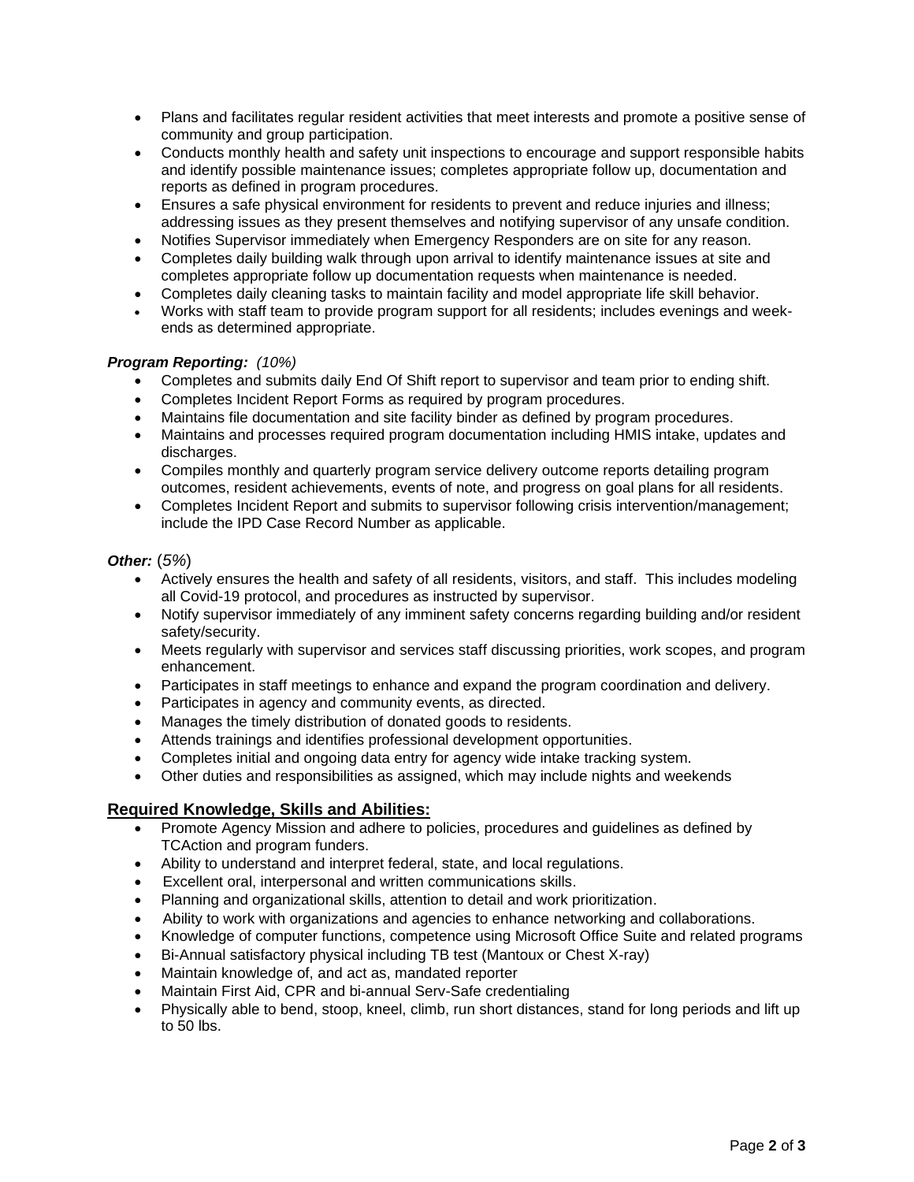- Plans and facilitates regular resident activities that meet interests and promote a positive sense of community and group participation.
- Conducts monthly health and safety unit inspections to encourage and support responsible habits and identify possible maintenance issues; completes appropriate follow up, documentation and reports as defined in program procedures.
- Ensures a safe physical environment for residents to prevent and reduce injuries and illness; addressing issues as they present themselves and notifying supervisor of any unsafe condition.
- Notifies Supervisor immediately when Emergency Responders are on site for any reason.
- Completes daily building walk through upon arrival to identify maintenance issues at site and completes appropriate follow up documentation requests when maintenance is needed.
- Completes daily cleaning tasks to maintain facility and model appropriate life skill behavior.
- Works with staff team to provide program support for all residents; includes evenings and week-ends as determined appropriate.

***Program Reporting:*** *(10%)*

- Completes and submits daily End Of Shift report to supervisor and team prior to ending shift.
- Completes Incident Report Forms as required by program procedures.
- Maintains file documentation and site facility binder as defined by program procedures.
- Maintains and processes required program documentation including HMIS intake, updates and discharges.
- Compiles monthly and quarterly program service delivery outcome reports detailing program outcomes, resident achievements, events of note, and progress on goal plans for all residents.
- Completes Incident Report and submits to supervisor following crisis intervention/management; include the IPD Case Record Number as applicable.

***Other:*** (*5%*)

- Actively ensures the health and safety of all residents, visitors, and staff. This includes modeling all Covid-19 protocol, and procedures as instructed by supervisor.
- Notify supervisor immediately of any imminent safety concerns regarding building and/or resident safety/security.
- Meets regularly with supervisor and services staff discussing priorities, work scopes, and program enhancement.
- Participates in staff meetings to enhance and expand the program coordination and delivery.
- Participates in agency and community events, as directed.
- Manages the timely distribution of donated goods to residents.
- Attends trainings and identifies professional development opportunities.
- Completes initial and ongoing data entry for agency wide intake tracking system.
- Other duties and responsibilities as assigned, which may include nights and weekends

## Required Knowledge, Skills and Abilities:

- Promote Agency Mission and adhere to policies, procedures and guidelines as defined by TCAction and program funders.
- Ability to understand and interpret federal, state, and local regulations.
- Excellent oral, interpersonal and written communications skills.
- Planning and organizational skills, attention to detail and work prioritization.
- Ability to work with organizations and agencies to enhance networking and collaborations.
- Knowledge of computer functions, competence using Microsoft Office Suite and related programs
- Bi-Annual satisfactory physical including TB test (Mantoux or Chest X-ray)
- Maintain knowledge of, and act as, mandated reporter
- Maintain First Aid, CPR and bi-annual Serv-Safe credentialing
- Physically able to bend, stoop, kneel, climb, run short distances, stand for long periods and lift up to 50 lbs.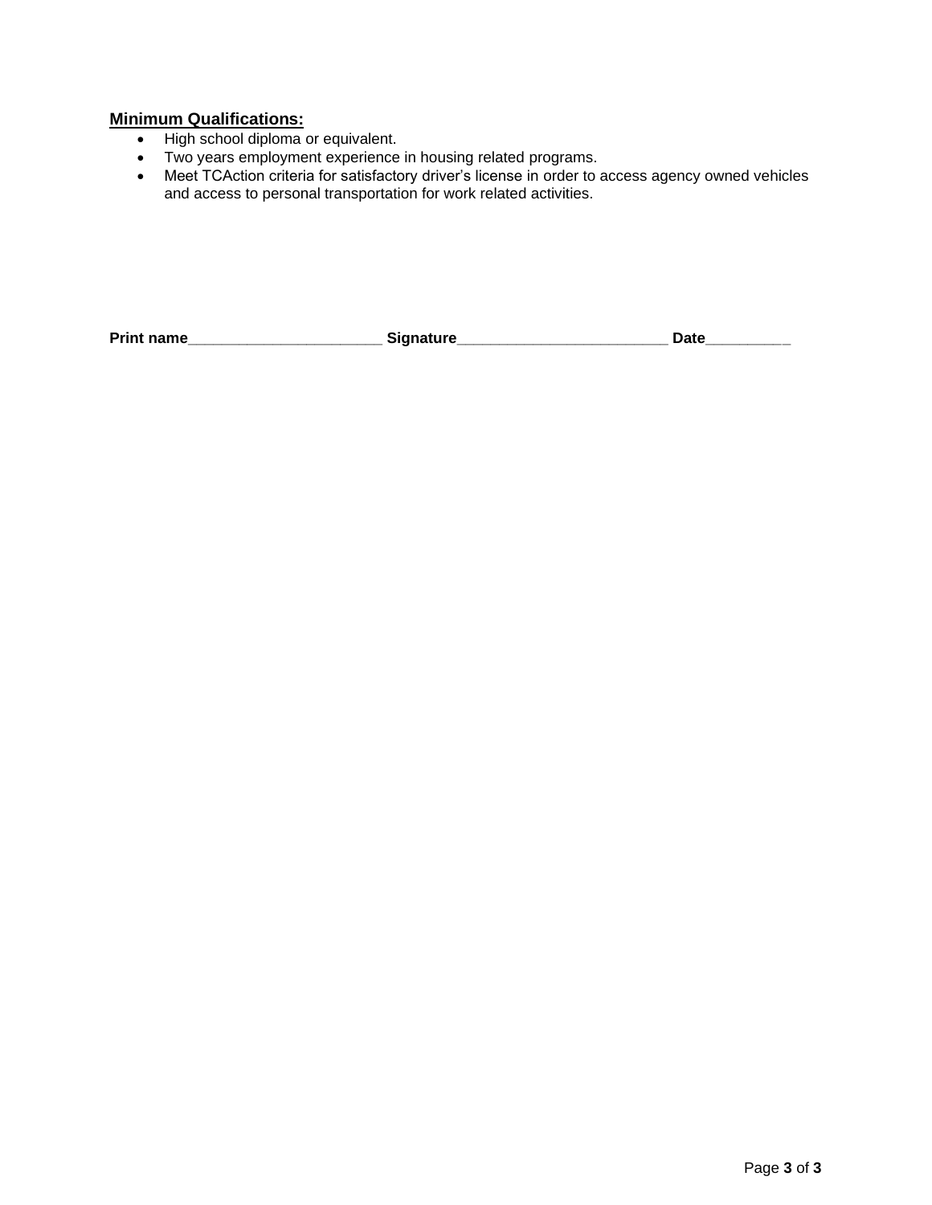**<u>Minimum Qualifications:</u>**

- High school diploma or equivalent.
- Two years employment experience in housing related programs.
- Meet TCAction criteria for satisfactory driver's license in order to access agency owned vehicles and access to personal transportation for work related activities.

**Print name**_______________________ **Signature**_________________________ **Date**__________